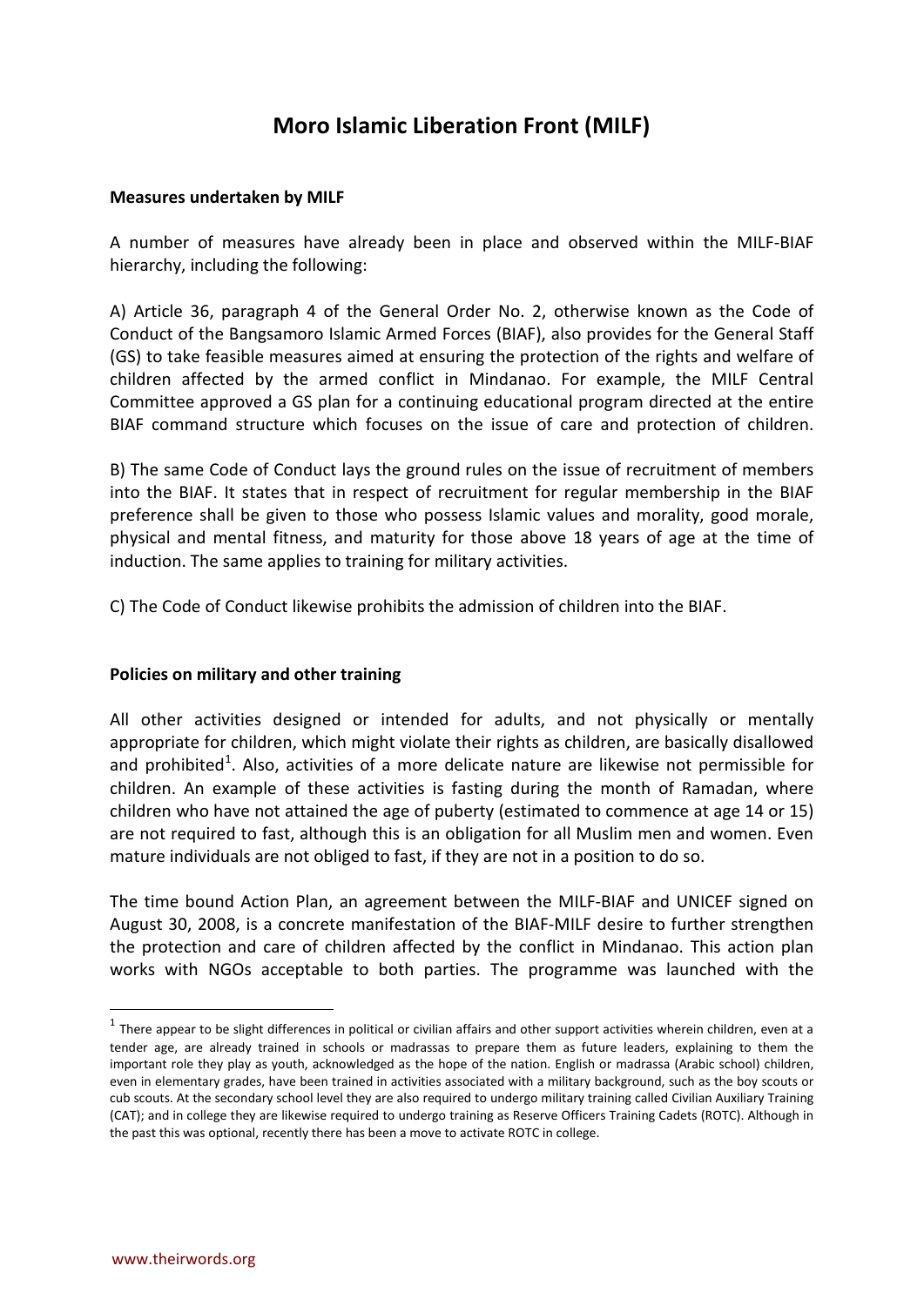# Moro Islamic Liberation Front (MILF)

**Measures undertaken by MILF**

A number of measures have already been in place and observed within the MILF-BIAF hierarchy, including the following:

A) Article 36, paragraph 4 of the General Order No. 2, otherwise known as the Code of Conduct of the Bangsamoro Islamic Armed Forces (BIAF), also provides for the General Staff (GS) to take feasible measures aimed at ensuring the protection of the rights and welfare of children affected by the armed conflict in Mindanao. For example, the MILF Central Committee approved a GS plan for a continuing educational program directed at the entire BIAF command structure which focuses on the issue of care and protection of children.

B) The same Code of Conduct lays the ground rules on the issue of recruitment of members into the BIAF. It states that in respect of recruitment for regular membership in the BIAF preference shall be given to those who possess Islamic values and morality, good morale, physical and mental fitness, and maturity for those above 18 years of age at the time of induction. The same applies to training for military activities.

C) The Code of Conduct likewise prohibits the admission of children into the BIAF.

**Policies on military and other training**

All other activities designed or intended for adults, and not physically or mentally appropriate for children, which might violate their rights as children, are basically disallowed and prohibited[1]. Also, activities of a more delicate nature are likewise not permissible for children. An example of these activities is fasting during the month of Ramadan, where children who have not attained the age of puberty (estimated to commence at age 14 or 15) are not required to fast, although this is an obligation for all Muslim men and women. Even mature individuals are not obliged to fast, if they are not in a position to do so.

The time bound Action Plan, an agreement between the MILF-BIAF and UNICEF signed on August 30, 2008, is a concrete manifestation of the BIAF-MILF desire to further strengthen the protection and care of children affected by the conflict in Mindanao. This action plan works with NGOs acceptable to both parties. The programme was launched with the

[1] There appear to be slight differences in political or civilian affairs and other support activities wherein children, even at a tender age, are already trained in schools or madrassas to prepare them as future leaders, explaining to them the important role they play as youth, acknowledged as the hope of the nation. English or madrassa (Arabic school) children, even in elementary grades, have been trained in activities associated with a military background, such as the boy scouts or cub scouts. At the secondary school level they are also required to undergo military training called Civilian Auxiliary Training (CAT); and in college they are likewise required to undergo training as Reserve Officers Training Cadets (ROTC). Although in the past this was optional, recently there has been a move to activate ROTC in college.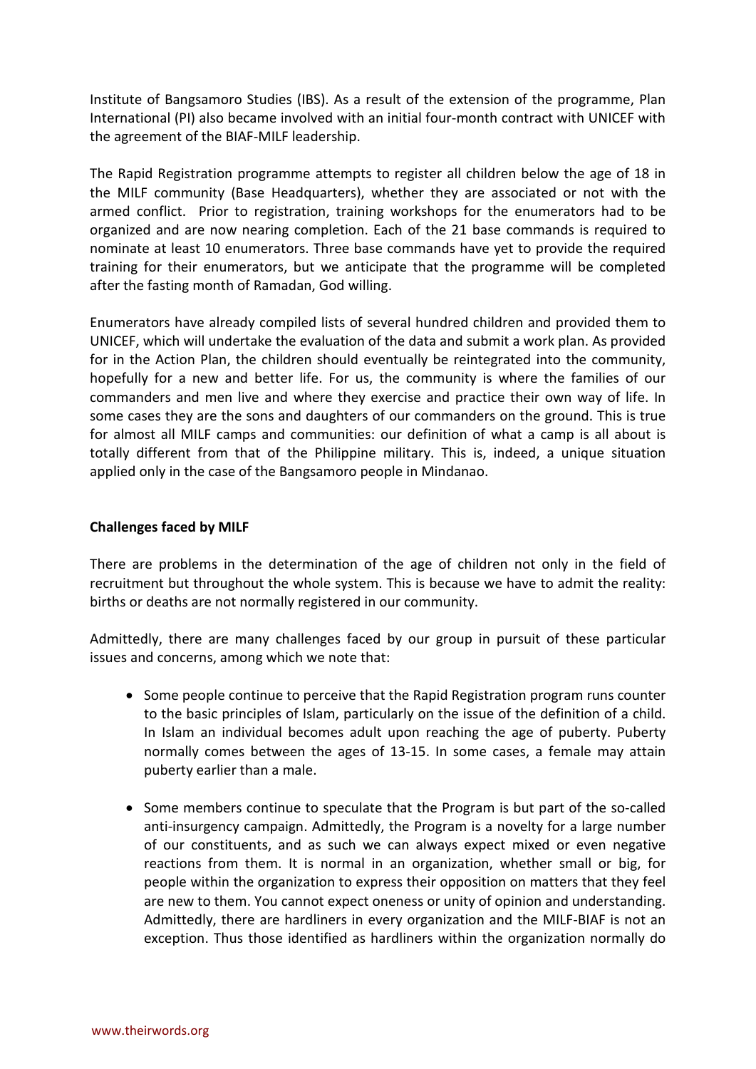Institute of Bangsamoro Studies (IBS). As a result of the extension of the programme, Plan International (PI) also became involved with an initial four-month contract with UNICEF with the agreement of the BIAF-MILF leadership.

The Rapid Registration programme attempts to register all children below the age of 18 in the MILF community (Base Headquarters), whether they are associated or not with the armed conflict. Prior to registration, training workshops for the enumerators had to be organized and are now nearing completion. Each of the 21 base commands is required to nominate at least 10 enumerators. Three base commands have yet to provide the required training for their enumerators, but we anticipate that the programme will be completed after the fasting month of Ramadan, God willing.

Enumerators have already compiled lists of several hundred children and provided them to UNICEF, which will undertake the evaluation of the data and submit a work plan. As provided for in the Action Plan, the children should eventually be reintegrated into the community, hopefully for a new and better life. For us, the community is where the families of our commanders and men live and where they exercise and practice their own way of life. In some cases they are the sons and daughters of our commanders on the ground. This is true for almost all MILF camps and communities: our definition of what a camp is all about is totally different from that of the Philippine military. This is, indeed, a unique situation applied only in the case of the Bangsamoro people in Mindanao.

**Challenges faced by MILF**

There are problems in the determination of the age of children not only in the field of recruitment but throughout the whole system. This is because we have to admit the reality: births or deaths are not normally registered in our community.

Admittedly, there are many challenges faced by our group in pursuit of these particular issues and concerns, among which we note that:

- Some people continue to perceive that the Rapid Registration program runs counter to the basic principles of Islam, particularly on the issue of the definition of a child. In Islam an individual becomes adult upon reaching the age of puberty. Puberty normally comes between the ages of 13-15. In some cases, a female may attain puberty earlier than a male.
- Some members continue to speculate that the Program is but part of the so-called anti-insurgency campaign. Admittedly, the Program is a novelty for a large number of our constituents, and as such we can always expect mixed or even negative reactions from them. It is normal in an organization, whether small or big, for people within the organization to express their opposition on matters that they feel are new to them. You cannot expect oneness or unity of opinion and understanding. Admittedly, there are hardliners in every organization and the MILF-BIAF is not an exception. Thus those identified as hardliners within the organization normally do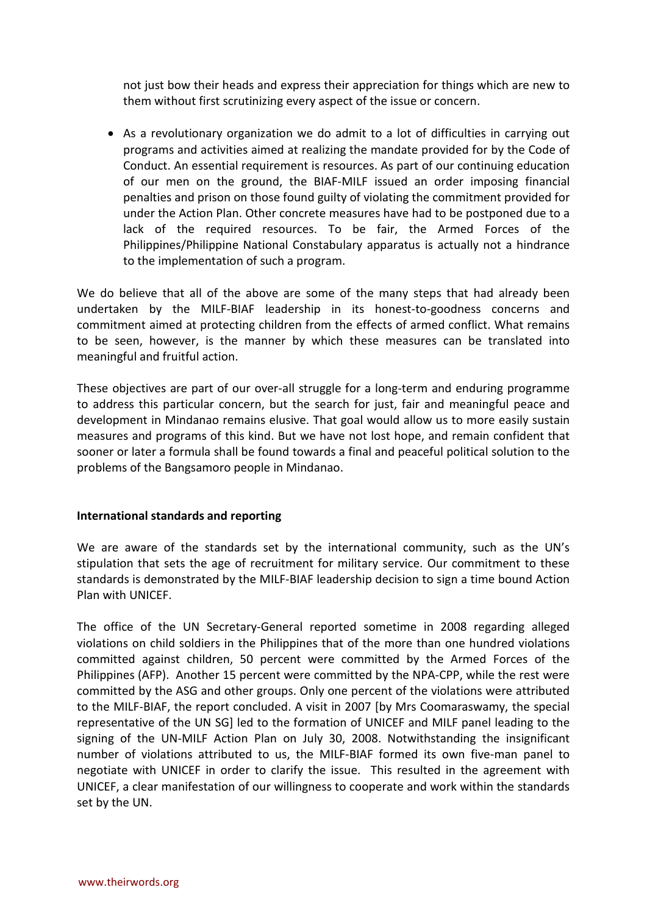not just bow their heads and express their appreciation for things which are new to them without first scrutinizing every aspect of the issue or concern.

- As a revolutionary organization we do admit to a lot of difficulties in carrying out programs and activities aimed at realizing the mandate provided for by the Code of Conduct. An essential requirement is resources. As part of our continuing education of our men on the ground, the BIAF-MILF issued an order imposing financial penalties and prison on those found guilty of violating the commitment provided for under the Action Plan. Other concrete measures have had to be postponed due to a lack of the required resources. To be fair, the Armed Forces of the Philippines/Philippine National Constabulary apparatus is actually not a hindrance to the implementation of such a program.

We do believe that all of the above are some of the many steps that had already been undertaken by the MILF-BIAF leadership in its honest-to-goodness concerns and commitment aimed at protecting children from the effects of armed conflict. What remains to be seen, however, is the manner by which these measures can be translated into meaningful and fruitful action.

These objectives are part of our over-all struggle for a long-term and enduring programme to address this particular concern, but the search for just, fair and meaningful peace and development in Mindanao remains elusive. That goal would allow us to more easily sustain measures and programs of this kind. But we have not lost hope, and remain confident that sooner or later a formula shall be found towards a final and peaceful political solution to the problems of the Bangsamoro people in Mindanao.

**International standards and reporting**

We are aware of the standards set by the international community, such as the UN's stipulation that sets the age of recruitment for military service. Our commitment to these standards is demonstrated by the MILF-BIAF leadership decision to sign a time bound Action Plan with UNICEF.

The office of the UN Secretary-General reported sometime in 2008 regarding alleged violations on child soldiers in the Philippines that of the more than one hundred violations committed against children, 50 percent were committed by the Armed Forces of the Philippines (AFP). Another 15 percent were committed by the NPA-CPP, while the rest were committed by the ASG and other groups. Only one percent of the violations were attributed to the MILF-BIAF, the report concluded. A visit in 2007 [by Mrs Coomaraswamy, the special representative of the UN SG] led to the formation of UNICEF and MILF panel leading to the signing of the UN-MILF Action Plan on July 30, 2008. Notwithstanding the insignificant number of violations attributed to us, the MILF-BIAF formed its own five-man panel to negotiate with UNICEF in order to clarify the issue. This resulted in the agreement with UNICEF, a clear manifestation of our willingness to cooperate and work within the standards set by the UN.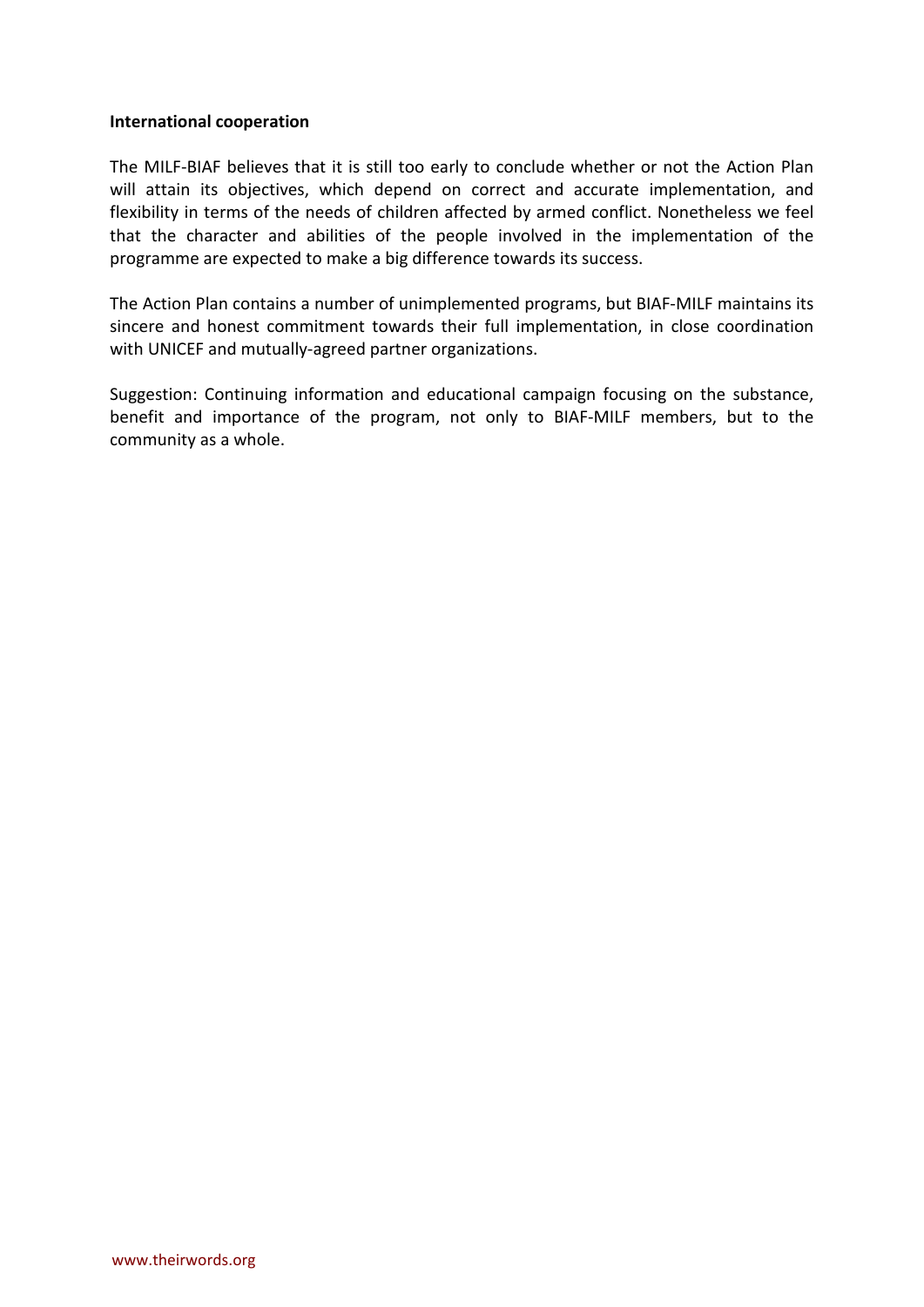**International cooperation**

The MILF-BIAF believes that it is still too early to conclude whether or not the Action Plan will attain its objectives, which depend on correct and accurate implementation, and flexibility in terms of the needs of children affected by armed conflict. Nonetheless we feel that the character and abilities of the people involved in the implementation of the programme are expected to make a big difference towards its success.

The Action Plan contains a number of unimplemented programs, but BIAF-MILF maintains its sincere and honest commitment towards their full implementation, in close coordination with UNICEF and mutually-agreed partner organizations.

Suggestion: Continuing information and educational campaign focusing on the substance, benefit and importance of the program, not only to BIAF-MILF members, but to the community as a whole.